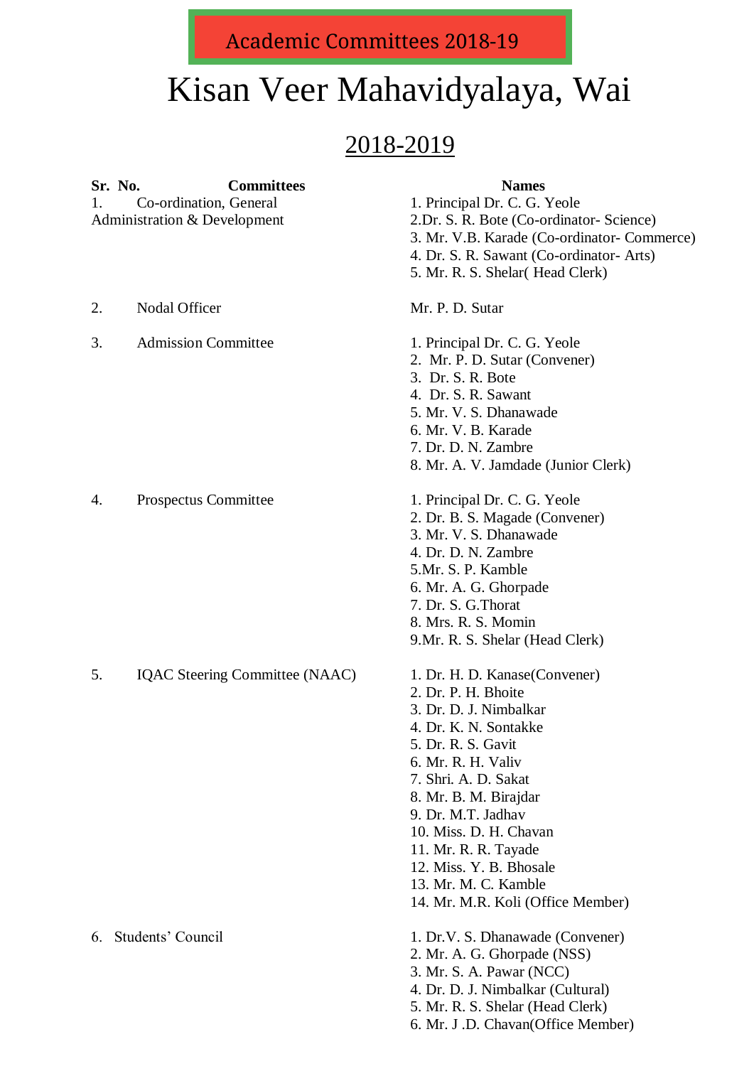Academic Committees 2018-19

# Kisan Veer Mahavidyalaya, Wai

## 2018-2019

| Sr. No. | Committees | Names |
|---|---|---|
| 1. | Co-ordination, General Administration & Development | 1. Principal Dr. C. G. Yeole<br>2.Dr. S. R. Bote (Co-ordinator- Science)<br>3. Mr. V.B. Karade (Co-ordinator- Commerce)<br>4. Dr. S. R. Sawant (Co-ordinator- Arts)<br>5. Mr. R. S. Shelar( Head Clerk) |
| 2. | Nodal Officer | Mr. P. D. Sutar |
| 3. | Admission Committee | 1. Principal Dr. C. G. Yeole<br>2. Mr. P. D. Sutar (Convener)<br>3. Dr. S. R. Bote<br>4. Dr. S. R. Sawant<br>5. Mr. V. S. Dhanawade<br>6. Mr. V. B. Karade<br>7. Dr. D. N. Zambre<br>8. Mr. A. V. Jamdade (Junior Clerk) |
| 4. | Prospectus Committee | 1. Principal Dr. C. G. Yeole<br>2. Dr. B. S. Magade (Convener)<br>3. Mr. V. S. Dhanawade<br>4. Dr. D. N. Zambre<br>5.Mr. S. P. Kamble<br>6. Mr. A. G. Ghorpade<br>7. Dr. S. G.Thorat<br>8. Mrs. R. S. Momin<br>9.Mr. R. S. Shelar (Head Clerk) |
| 5. | IQAC Steering Committee (NAAC) | 1. Dr. H. D. Kanase(Convener)<br>2. Dr. P. H. Bhoite<br>3. Dr. D. J. Nimbalkar<br>4. Dr. K. N. Sontakke<br>5. Dr. R. S. Gavit<br>6. Mr. R. H. Valiv<br>7. Shri. A. D. Sakat<br>8. Mr. B. M. Birajdar<br>9. Dr. M.T. Jadhav<br>10. Miss. D. H. Chavan<br>11. Mr. R. R. Tayade<br>12. Miss. Y. B. Bhosale<br>13. Mr. M. C. Kamble<br>14. Mr. M.R. Koli (Office Member) |
| 6. | Students' Council | 1. Dr.V. S. Dhanawade (Convener)<br>2. Mr. A. G. Ghorpade (NSS)<br>3. Mr. S. A. Pawar (NCC)<br>4. Dr. D. J. Nimbalkar (Cultural)<br>5. Mr. R. S. Shelar (Head Clerk)<br>6. Mr. J .D. Chavan(Office Member) |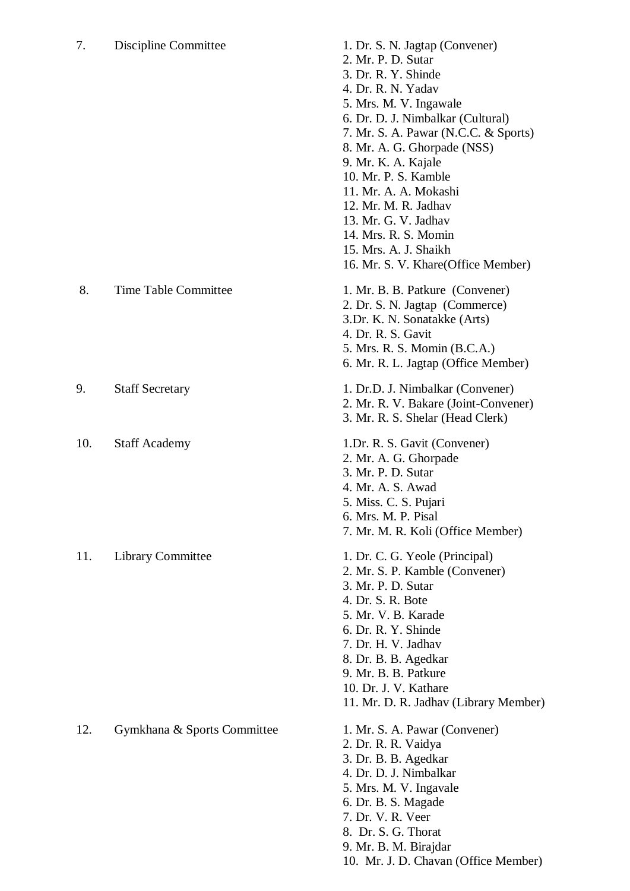| No. | Committee | Members |
| --- | --- | --- |
| 7. | Discipline Committee | 1. Dr. S. N. Jagtap (Convener)<br>2. Mr. P. D. Sutar<br>3. Dr. R. Y. Shinde<br>4. Dr. R. N. Yadav<br>5. Mrs. M. V. Ingawale<br>6. Dr. D. J. Nimbalkar (Cultural)<br>7. Mr. S. A. Pawar (N.C.C. & Sports)<br>8. Mr. A. G. Ghorpade (NSS)<br>9. Mr. K. A. Kajale<br>10. Mr. P. S. Kamble<br>11. Mr. A. A. Mokashi<br>12. Mr. M. R. Jadhav<br>13. Mr. G. V. Jadhav<br>14. Mrs. R. S. Momin<br>15. Mrs. A. J. Shaikh<br>16. Mr. S. V. Khare(Office Member) |
| 8. | Time Table Committee | 1. Mr. B. B. Patkure (Convener)<br>2. Dr. S. N. Jagtap (Commerce)<br>3.Dr. K. N. Sonatakke (Arts)<br>4. Dr. R. S. Gavit<br>5. Mrs. R. S. Momin (B.C.A.)<br>6. Mr. R. L. Jagtap (Office Member) |
| 9. | Staff Secretary | 1. Dr.D. J. Nimbalkar (Convener)<br>2. Mr. R. V. Bakare (Joint-Convener)<br>3. Mr. R. S. Shelar (Head Clerk) |
| 10. | Staff Academy | 1.Dr. R. S. Gavit (Convener)<br>2. Mr. A. G. Ghorpade<br>3. Mr. P. D. Sutar<br>4. Mr. A. S. Awad<br>5. Miss. C. S. Pujari<br>6. Mrs. M. P. Pisal<br>7. Mr. M. R. Koli (Office Member) |
| 11. | Library Committee | 1. Dr. C. G. Yeole (Principal)<br>2. Mr. S. P. Kamble (Convener)<br>3. Mr. P. D. Sutar<br>4. Dr. S. R. Bote<br>5. Mr. V. B. Karade<br>6. Dr. R. Y. Shinde<br>7. Dr. H. V. Jadhav<br>8. Dr. B. B. Agedkar<br>9. Mr. B. B. Patkure<br>10. Dr. J. V. Kathare<br>11. Mr. D. R. Jadhav (Library Member) |
| 12. | Gymkhana & Sports Committee | 1. Mr. S. A. Pawar (Convener)<br>2. Dr. R. R. Vaidya<br>3. Dr. B. B. Agedkar<br>4. Dr. D. J. Nimbalkar<br>5. Mrs. M. V. Ingavale<br>6. Dr. B. S. Magade<br>7. Dr. V. R. Veer<br>8. Dr. S. G. Thorat<br>9. Mr. B. M. Birajdar<br>10. Mr. J. D. Chavan (Office Member) |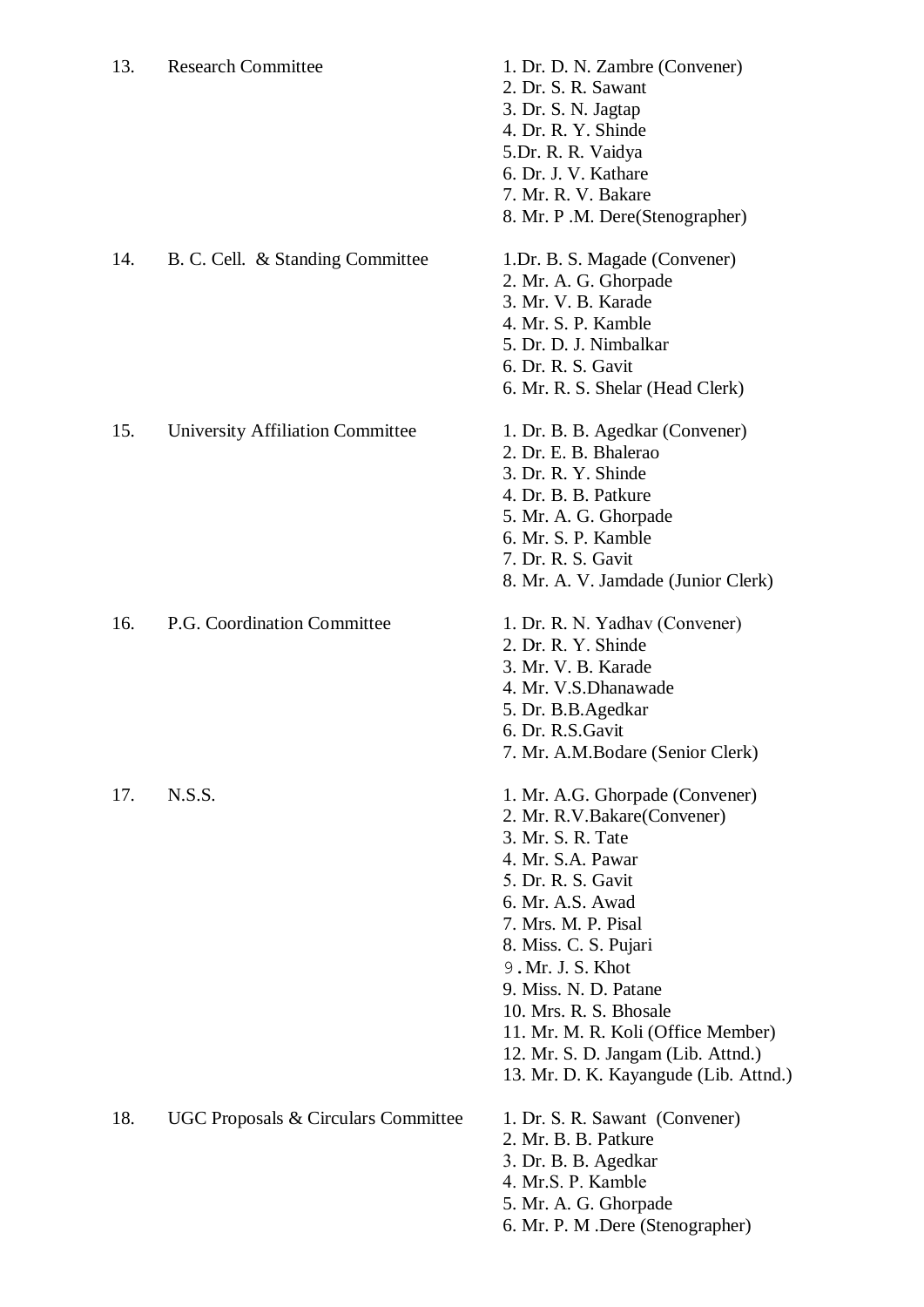| No. | Committee | Members |
|---|---|---|
| 13. | Research Committee | 1. Dr. D. N. Zambre (Convener)<br>2. Dr. S. R. Sawant<br>3. Dr. S. N. Jagtap<br>4. Dr. R. Y. Shinde<br>5.Dr. R. R. Vaidya<br>6. Dr. J. V. Kathare<br>7. Mr. R. V. Bakare<br>8. Mr. P .M. Dere(Stenographer) |
| 14. | B. C. Cell. & Standing Committee | 1.Dr. B. S. Magade (Convener)<br>2. Mr. A. G. Ghorpade<br>3. Mr. V. B. Karade<br>4. Mr. S. P. Kamble<br>5. Dr. D. J. Nimbalkar<br>6. Dr. R. S. Gavit<br>6. Mr. R. S. Shelar (Head Clerk) |
| 15. | University Affiliation Committee | 1. Dr. B. B. Agedkar (Convener)<br>2. Dr. E. B. Bhalerao<br>3. Dr. R. Y. Shinde<br>4. Dr. B. B. Patkure<br>5. Mr. A. G. Ghorpade<br>6. Mr. S. P. Kamble<br>7. Dr. R. S. Gavit<br>8. Mr. A. V. Jamdade (Junior Clerk) |
| 16. | P.G. Coordination Committee | 1. Dr. R. N. Yadhav (Convener)<br>2. Dr. R. Y. Shinde<br>3. Mr. V. B. Karade<br>4. Mr. V.S.Dhanawade<br>5. Dr. B.B.Agedkar<br>6. Dr. R.S.Gavit<br>7. Mr. A.M.Bodare (Senior Clerk) |
| 17. | N.S.S. | 1. Mr. A.G. Ghorpade (Convener)<br>2. Mr. R.V.Bakare(Convener)<br>3. Mr. S. R. Tate<br>4. Mr. S.A. Pawar<br>5. Dr. R. S. Gavit<br>6. Mr. A.S. Awad<br>7. Mrs. M. P. Pisal<br>8. Miss. C. S. Pujari<br>9. Mr. J. S. Khot<br>9. Miss. N. D. Patane<br>10. Mrs. R. S. Bhosale<br>11. Mr. M. R. Koli (Office Member)<br>12. Mr. S. D. Jangam (Lib. Attnd.)<br>13. Mr. D. K. Kayangude (Lib. Attnd.) |
| 18. | UGC Proposals & Circulars Committee | 1. Dr. S. R. Sawant (Convener)<br>2. Mr. B. B. Patkure<br>3. Dr. B. B. Agedkar<br>4. Mr.S. P. Kamble<br>5. Mr. A. G. Ghorpade<br>6. Mr. P. M .Dere (Stenographer) |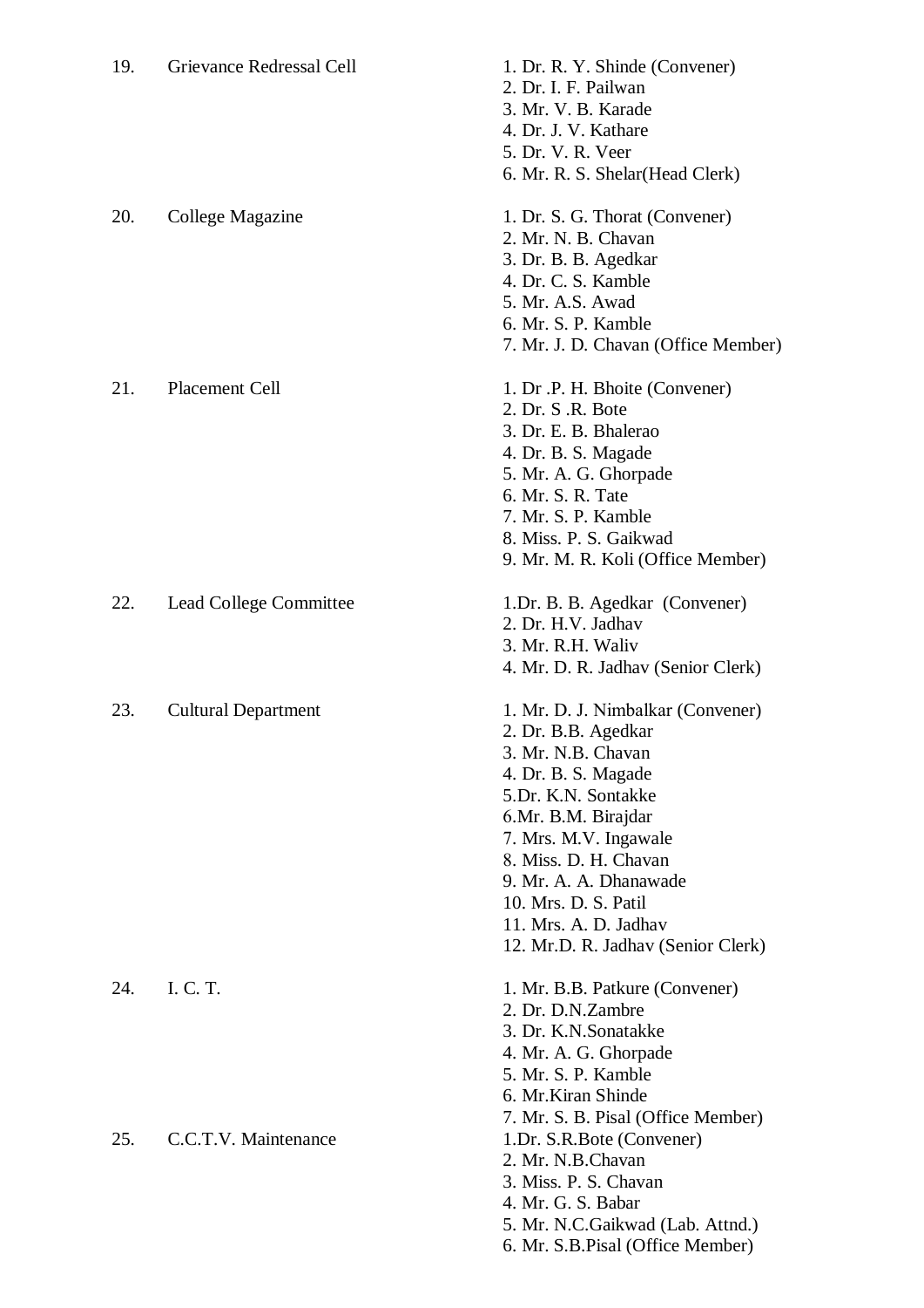| No. | Committee | Members |
|---|---|---|
| 19. | Grievance Redressal Cell | 1. Dr. R. Y. Shinde (Convener)<br>2. Dr. I. F. Pailwan<br>3. Mr. V. B. Karade<br>4. Dr. J. V. Kathare<br>5. Dr. V. R. Veer<br>6. Mr. R. S. Shelar(Head Clerk) |
| 20. | College Magazine | 1. Dr. S. G. Thorat (Convener)<br>2. Mr. N. B. Chavan<br>3. Dr. B. B. Agedkar<br>4. Dr. C. S. Kamble<br>5. Mr. A.S. Awad<br>6. Mr. S. P. Kamble<br>7. Mr. J. D. Chavan (Office Member) |
| 21. | Placement Cell | 1. Dr .P. H. Bhoite (Convener)<br>2. Dr. S .R. Bote<br>3. Dr. E. B. Bhalerao<br>4. Dr. B. S. Magade<br>5. Mr. A. G. Ghorpade<br>6. Mr. S. R. Tate<br>7. Mr. S. P. Kamble<br>8. Miss. P. S. Gaikwad<br>9. Mr. M. R. Koli (Office Member) |
| 22. | Lead College Committee | 1.Dr. B. B. Agedkar (Convener)<br>2. Dr. H.V. Jadhav<br>3. Mr. R.H. Waliv<br>4. Mr. D. R. Jadhav (Senior Clerk) |
| 23. | Cultural Department | 1. Mr. D. J. Nimbalkar (Convener)<br>2. Dr. B.B. Agedkar<br>3. Mr. N.B. Chavan<br>4. Dr. B. S. Magade<br>5.Dr. K.N. Sontakke<br>6.Mr. B.M. Birajdar<br>7. Mrs. M.V. Ingawale<br>8. Miss. D. H. Chavan<br>9. Mr. A. A. Dhanawade<br>10. Mrs. D. S. Patil<br>11. Mrs. A. D. Jadhav<br>12. Mr.D. R. Jadhav (Senior Clerk) |
| 24. | I. C. T. | 1. Mr. B.B. Patkure (Convener)<br>2. Dr. D.N.Zambre<br>3. Dr. K.N.Sonatakke<br>4. Mr. A. G. Ghorpade<br>5. Mr. S. P. Kamble<br>6. Mr.Kiran Shinde<br>7. Mr. S. B. Pisal (Office Member) |
| 25. | C.C.T.V. Maintenance | 1.Dr. S.R.Bote (Convener)<br>2. Mr. N.B.Chavan<br>3. Miss. P. S. Chavan<br>4. Mr. G. S. Babar<br>5. Mr. N.C.Gaikwad (Lab. Attnd.)<br>6. Mr. S.B.Pisal (Office Member) |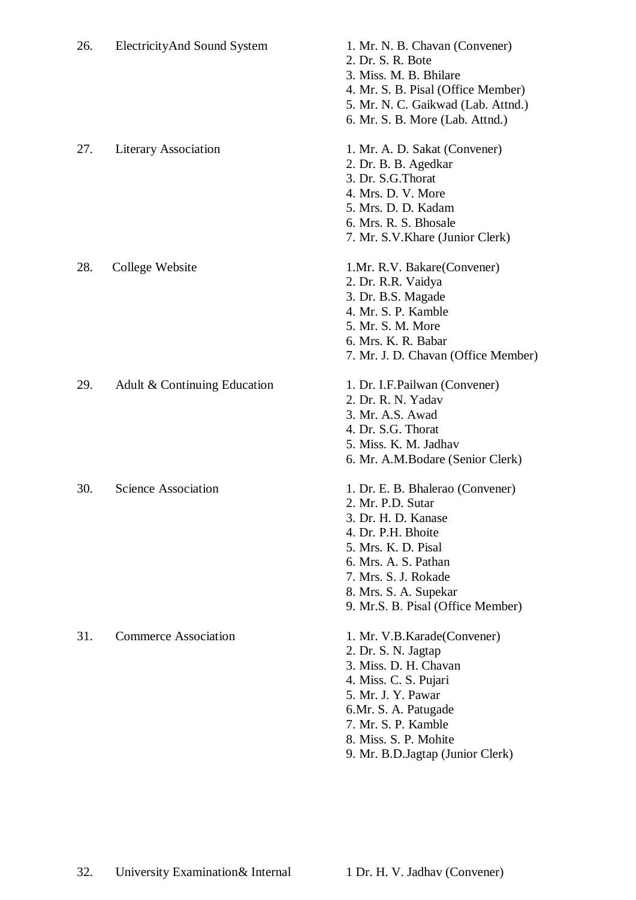| No. | Committee | Members |
|---|---|---|
| 26. | ElectricityAnd Sound System | 1. Mr. N. B. Chavan (Convener)<br>2. Dr. S. R. Bote<br>3. Miss. M. B. Bhilare<br>4. Mr. S. B. Pisal (Office Member)<br>5. Mr. N. C. Gaikwad (Lab. Attnd.)<br>6. Mr. S. B. More (Lab. Attnd.) |
| 27. | Literary Association | 1. Mr. A. D. Sakat (Convener)<br>2. Dr. B. B. Agedkar<br>3. Dr. S.G.Thorat<br>4. Mrs. D. V. More<br>5. Mrs. D. D. Kadam<br>6. Mrs. R. S. Bhosale<br>7. Mr. S.V.Khare (Junior Clerk) |
| 28. | College Website | 1.Mr. R.V. Bakare(Convener)<br>2. Dr. R.R. Vaidya<br>3. Dr. B.S. Magade<br>4. Mr. S. P. Kamble<br>5. Mr. S. M. More<br>6. Mrs. K. R. Babar<br>7. Mr. J. D. Chavan (Office Member) |
| 29. | Adult & Continuing Education | 1. Dr. I.F.Pailwan (Convener)<br>2. Dr. R. N. Yadav<br>3. Mr. A.S. Awad<br>4. Dr. S.G. Thorat<br>5. Miss. K. M. Jadhav<br>6. Mr. A.M.Bodare (Senior Clerk) |
| 30. | Science Association | 1. Dr. E. B. Bhalerao (Convener)<br>2. Mr. P.D. Sutar<br>3. Dr. H. D. Kanase<br>4. Dr. P.H. Bhoite<br>5. Mrs. K. D. Pisal<br>6. Mrs. A. S. Pathan<br>7. Mrs. S. J. Rokade<br>8. Mrs. S. A. Supekar<br>9. Mr.S. B. Pisal (Office Member) |
| 31. | Commerce Association | 1. Mr. V.B.Karade(Convener)<br>2. Dr. S. N. Jagtap<br>3. Miss. D. H. Chavan<br>4. Miss. C. S. Pujari<br>5. Mr. J. Y. Pawar<br>6.Mr. S. A. Patugade<br>7. Mr. S. P. Kamble<br>8. Miss. S. P. Mohite<br>9. Mr. B.D.Jagtap (Junior Clerk) |
| 32. | University Examination& Internal | 1 Dr. H. V. Jadhav (Convener) |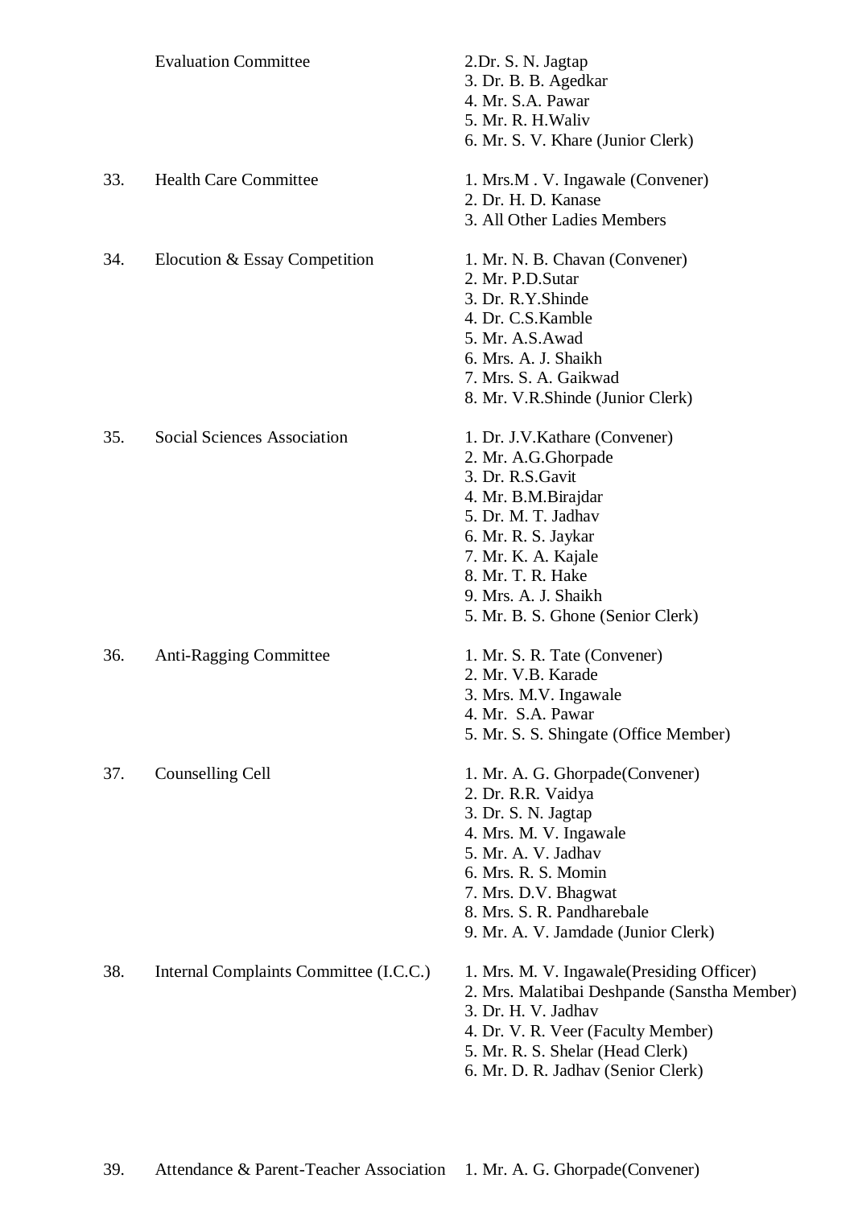| No. | Committee | Members |
|---|---|---|
| | Evaluation Committee | 2.Dr. S. N. Jagtap<br>3. Dr. B. B. Agedkar<br>4. Mr. S.A. Pawar<br>5. Mr. R. H.Waliv<br>6. Mr. S. V. Khare (Junior Clerk) |
| 33. | Health Care Committee | 1. Mrs.M . V. Ingawale (Convener)<br>2. Dr. H. D. Kanase<br>3. All Other Ladies Members |
| 34. | Elocution & Essay Competition | 1. Mr. N. B. Chavan (Convener)<br>2. Mr. P.D.Sutar<br>3. Dr. R.Y.Shinde<br>4. Dr. C.S.Kamble<br>5. Mr. A.S.Awad<br>6. Mrs. A. J. Shaikh<br>7. Mrs. S. A. Gaikwad<br>8. Mr. V.R.Shinde (Junior Clerk) |
| 35. | Social Sciences Association | 1. Dr. J.V.Kathare (Convener)<br>2. Mr. A.G.Ghorpade<br>3. Dr. R.S.Gavit<br>4. Mr. B.M.Birajdar<br>5. Dr. M. T. Jadhav<br>6. Mr. R. S. Jaykar<br>7. Mr. K. A. Kajale<br>8. Mr. T. R. Hake<br>9. Mrs. A. J. Shaikh<br>5. Mr. B. S. Ghone (Senior Clerk) |
| 36. | Anti-Ragging Committee | 1. Mr. S. R. Tate (Convener)<br>2. Mr. V.B. Karade<br>3. Mrs. M.V. Ingawale<br>4. Mr. S.A. Pawar<br>5. Mr. S. S. Shingate (Office Member) |
| 37. | Counselling Cell | 1. Mr. A. G. Ghorpade(Convener)<br>2. Dr. R.R. Vaidya<br>3. Dr. S. N. Jagtap<br>4. Mrs. M. V. Ingawale<br>5. Mr. A. V. Jadhav<br>6. Mrs. R. S. Momin<br>7. Mrs. D.V. Bhagwat<br>8. Mrs. S. R. Pandharebale<br>9. Mr. A. V. Jamdade (Junior Clerk) |
| 38. | Internal Complaints Committee (I.C.C.) | 1. Mrs. M. V. Ingawale(Presiding Officer)<br>2. Mrs. Malatibai Deshpande (Sanstha Member)<br>3. Dr. H. V. Jadhav<br>4. Dr. V. R. Veer (Faculty Member)<br>5. Mr. R. S. Shelar (Head Clerk)<br>6. Mr. D. R. Jadhav (Senior Clerk) |
| 39. | Attendance & Parent-Teacher Association | 1. Mr. A. G. Ghorpade(Convener) |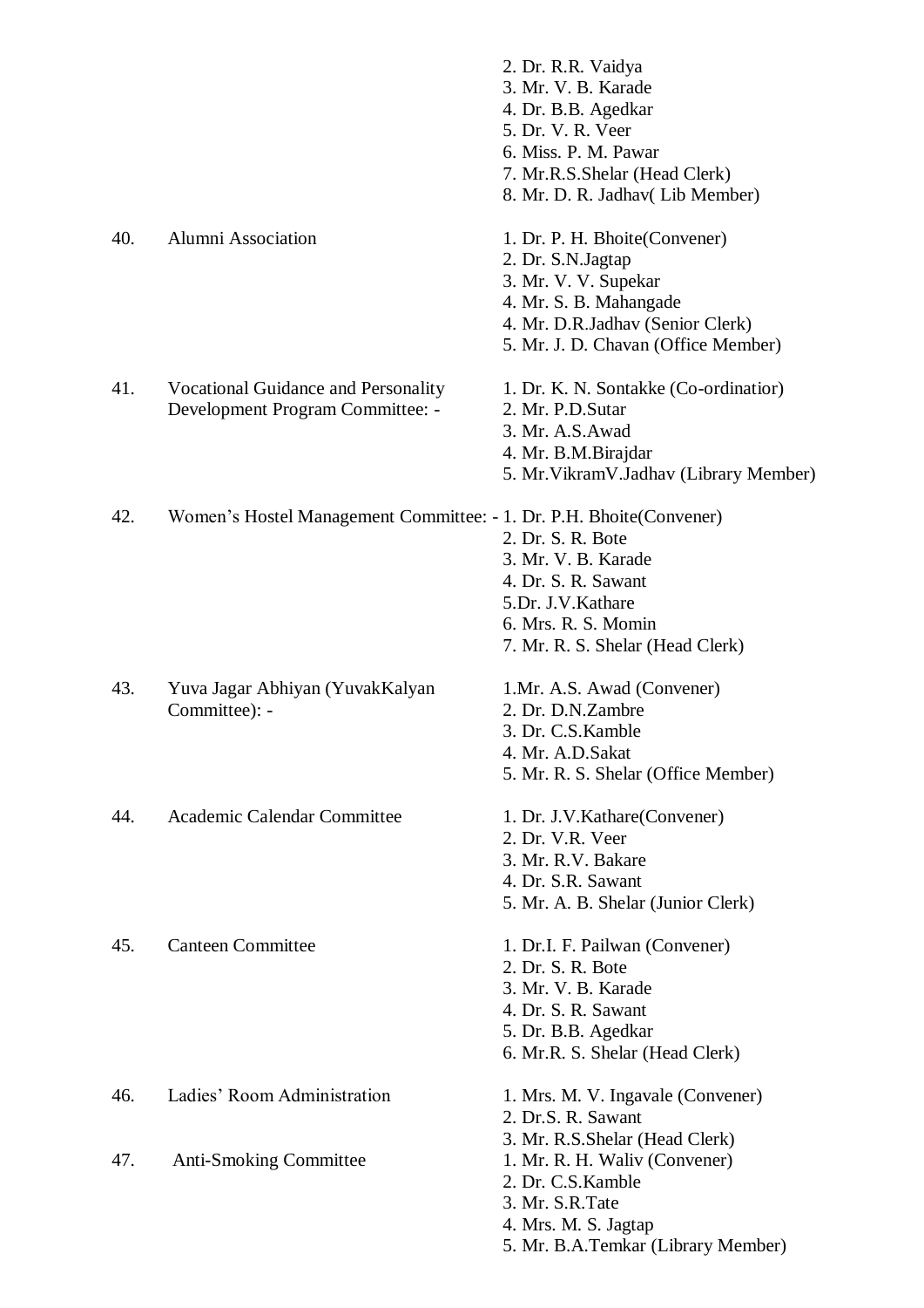| | | |
|---|---|---|
| | | 2. Dr. R.R. Vaidya<br>3. Mr. V. B. Karade<br>4. Dr. B.B. Agedkar<br>5. Dr. V. R. Veer<br>6. Miss. P. M. Pawar<br>7. Mr.R.S.Shelar (Head Clerk)<br>8. Mr. D. R. Jadhav( Lib Member) |
| 40. | Alumni Association | 1. Dr. P. H. Bhoite(Convener)<br>2. Dr. S.N.Jagtap<br>3. Mr. V. V. Supekar<br>4. Mr. S. B. Mahangade<br>4. Mr. D.R.Jadhav (Senior Clerk)<br>5. Mr. J. D. Chavan (Office Member) |
| 41. | Vocational Guidance and Personality Development Program Committee: - | 1. Dr. K. N. Sontakke (Co-ordinatior)<br>2. Mr. P.D.Sutar<br>3. Mr. A.S.Awad<br>4. Mr. B.M.Birajdar<br>5. Mr.VikramV.Jadhav (Library Member) |
| 42. | Women's Hostel Management Committee: - | 1. Dr. P.H. Bhoite(Convener)<br>2. Dr. S. R. Bote<br>3. Mr. V. B. Karade<br>4. Dr. S. R. Sawant<br>5.Dr. J.V.Kathare<br>6. Mrs. R. S. Momin<br>7. Mr. R. S. Shelar (Head Clerk) |
| 43. | Yuva Jagar Abhiyan (YuvakKalyan Committee): - | 1.Mr. A.S. Awad (Convener)<br>2. Dr. D.N.Zambre<br>3. Dr. C.S.Kamble<br>4. Mr. A.D.Sakat<br>5. Mr. R. S. Shelar (Office Member) |
| 44. | Academic Calendar Committee | 1. Dr. J.V.Kathare(Convener)<br>2. Dr. V.R. Veer<br>3. Mr. R.V. Bakare<br>4. Dr. S.R. Sawant<br>5. Mr. A. B. Shelar (Junior Clerk) |
| 45. | Canteen Committee | 1. Dr.I. F. Pailwan (Convener)<br>2. Dr. S. R. Bote<br>3. Mr. V. B. Karade<br>4. Dr. S. R. Sawant<br>5. Dr. B.B. Agedkar<br>6. Mr.R. S. Shelar (Head Clerk) |
| 46. | Ladies' Room Administration | 1. Mrs. M. V. Ingavale (Convener)<br>2. Dr.S. R. Sawant<br>3. Mr. R.S.Shelar (Head Clerk) |
| 47. | Anti-Smoking Committee | 1. Mr. R. H. Waliv (Convener)<br>2. Dr. C.S.Kamble<br>3. Mr. S.R.Tate<br>4. Mrs. M. S. Jagtap<br>5. Mr. B.A.Temkar (Library Member) |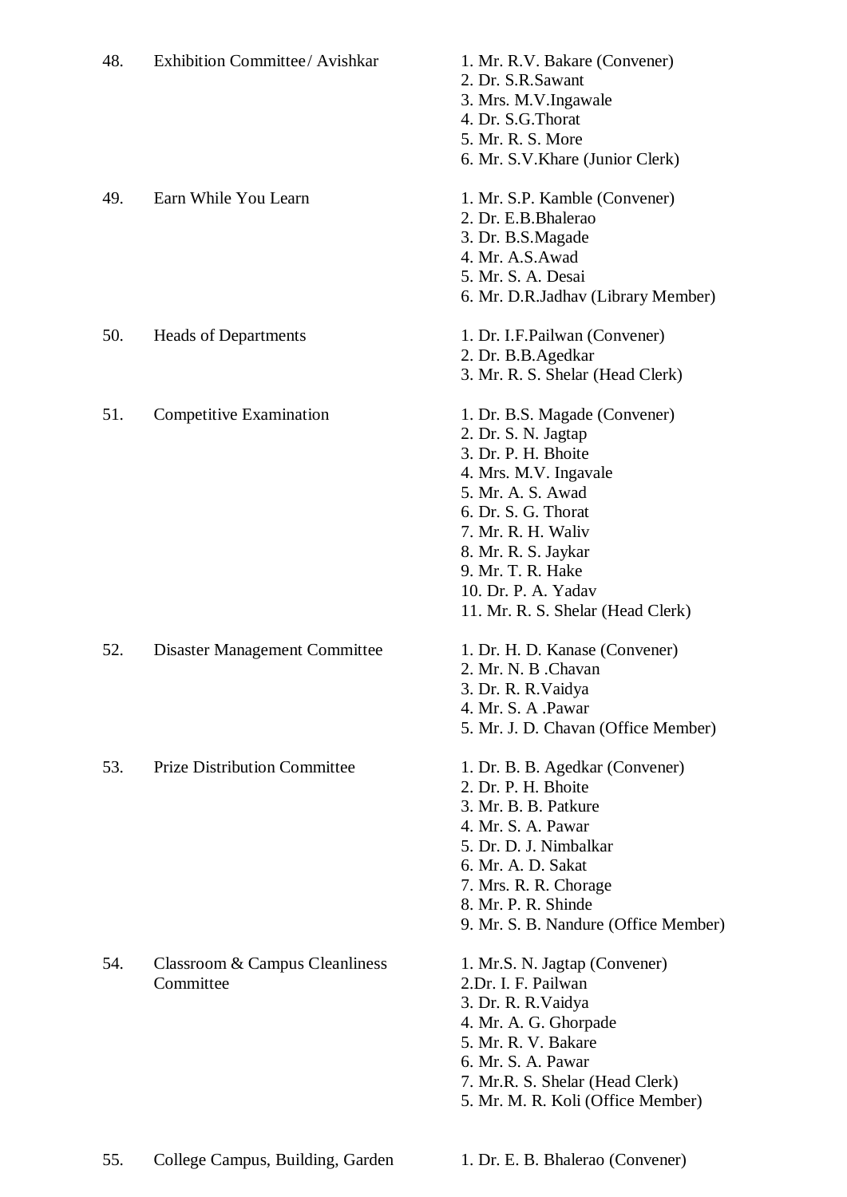| No. | Committee | Members |
|---|---|---|
| 48. | Exhibition Committee / Avishkar | 1. Mr. R.V. Bakare (Convener)<br>2. Dr. S.R.Sawant<br>3. Mrs. M.V.Ingawale<br>4. Dr. S.G.Thorat<br>5. Mr. R. S. More<br>6. Mr. S.V.Khare (Junior Clerk) |
| 49. | Earn While You Learn | 1. Mr. S.P. Kamble (Convener)<br>2. Dr. E.B.Bhalerao<br>3. Dr. B.S.Magade<br>4. Mr. A.S.Awad<br>5. Mr. S. A. Desai<br>6. Mr. D.R.Jadhav (Library Member) |
| 50. | Heads of Departments | 1. Dr. I.F.Pailwan (Convener)<br>2. Dr. B.B.Agedkar<br>3. Mr. R. S. Shelar (Head Clerk) |
| 51. | Competitive Examination | 1. Dr. B.S. Magade (Convener)<br>2. Dr. S. N. Jagtap<br>3. Dr. P. H. Bhoite<br>4. Mrs. M.V. Ingavale<br>5. Mr. A. S. Awad<br>6. Dr. S. G. Thorat<br>7. Mr. R. H. Waliv<br>8. Mr. R. S. Jaykar<br>9. Mr. T. R. Hake<br>10. Dr. P. A. Yadav<br>11. Mr. R. S. Shelar (Head Clerk) |
| 52. | Disaster Management Committee | 1. Dr. H. D. Kanase (Convener)<br>2. Mr. N. B .Chavan<br>3. Dr. R. R.Vaidya<br>4. Mr. S. A .Pawar<br>5. Mr. J. D. Chavan (Office Member) |
| 53. | Prize Distribution Committee | 1. Dr. B. B. Agedkar (Convener)<br>2. Dr. P. H. Bhoite<br>3. Mr. B. B. Patkure<br>4. Mr. S. A. Pawar<br>5. Dr. D. J. Nimbalkar<br>6. Mr. A. D. Sakat<br>7. Mrs. R. R. Chorage<br>8. Mr. P. R. Shinde<br>9. Mr. S. B. Nandure (Office Member) |
| 54. | Classroom & Campus Cleanliness Committee | 1. Mr.S. N. Jagtap (Convener)<br>2.Dr. I. F. Pailwan<br>3. Dr. R. R.Vaidya<br>4. Mr. A. G. Ghorpade<br>5. Mr. R. V. Bakare<br>6. Mr. S. A. Pawar<br>7. Mr.R. S. Shelar (Head Clerk)<br>5. Mr. M. R. Koli (Office Member) |
| 55. | College Campus, Building, Garden | 1. Dr. E. B. Bhalerao (Convener) |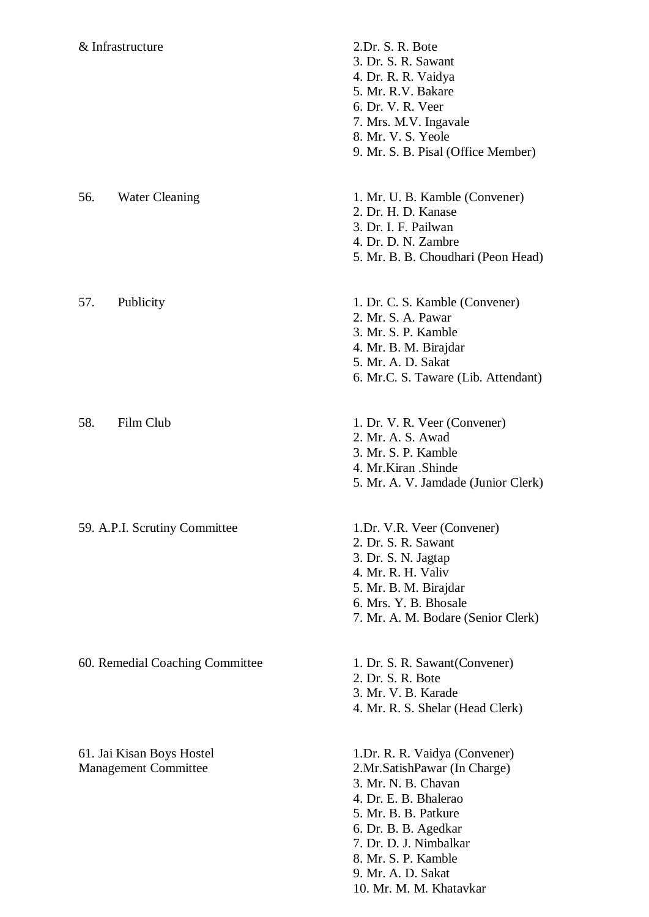| Committee | Members |
|---|---|
| & Infrastructure | 2.Dr. S. R. Bote<br>3. Dr. S. R. Sawant<br>4. Dr. R. R. Vaidya<br>5. Mr. R.V. Bakare<br>6. Dr. V. R. Veer<br>7. Mrs. M.V. Ingavale<br>8. Mr. V. S. Yeole<br>9. Mr. S. B. Pisal (Office Member) |
| 56. Water Cleaning | 1. Mr. U. B. Kamble (Convener)<br>2. Dr. H. D. Kanase<br>3. Dr. I. F. Pailwan<br>4. Dr. D. N. Zambre<br>5. Mr. B. B. Choudhari (Peon Head) |
| 57. Publicity | 1. Dr. C. S. Kamble (Convener)<br>2. Mr. S. A. Pawar<br>3. Mr. S. P. Kamble<br>4. Mr. B. M. Birajdar<br>5. Mr. A. D. Sakat<br>6. Mr.C. S. Taware (Lib. Attendant) |
| 58. Film Club | 1. Dr. V. R. Veer (Convener)<br>2. Mr. A. S. Awad<br>3. Mr. S. P. Kamble<br>4. Mr.Kiran .Shinde<br>5. Mr. A. V. Jamdade (Junior Clerk) |
| 59. A.P.I. Scrutiny Committee | 1.Dr. V.R. Veer (Convener)<br>2. Dr. S. R. Sawant<br>3. Dr. S. N. Jagtap<br>4. Mr. R. H. Valiv<br>5. Mr. B. M. Birajdar<br>6. Mrs. Y. B. Bhosale<br>7. Mr. A. M. Bodare (Senior Clerk) |
| 60. Remedial Coaching Committee | 1. Dr. S. R. Sawant(Convener)<br>2. Dr. S. R. Bote<br>3. Mr. V. B. Karade<br>4. Mr. R. S. Shelar (Head Clerk) |
| 61. Jai Kisan Boys Hostel Management Committee | 1.Dr. R. R. Vaidya (Convener)<br>2.Mr.SatishPawar (In Charge)<br>3. Mr. N. B. Chavan<br>4. Dr. E. B. Bhalerao<br>5. Mr. B. B. Patkure<br>6. Dr. B. B. Agedkar<br>7. Dr. D. J. Nimbalkar<br>8. Mr. S. P. Kamble<br>9. Mr. A. D. Sakat<br>10. Mr. M. M. Khatavkar |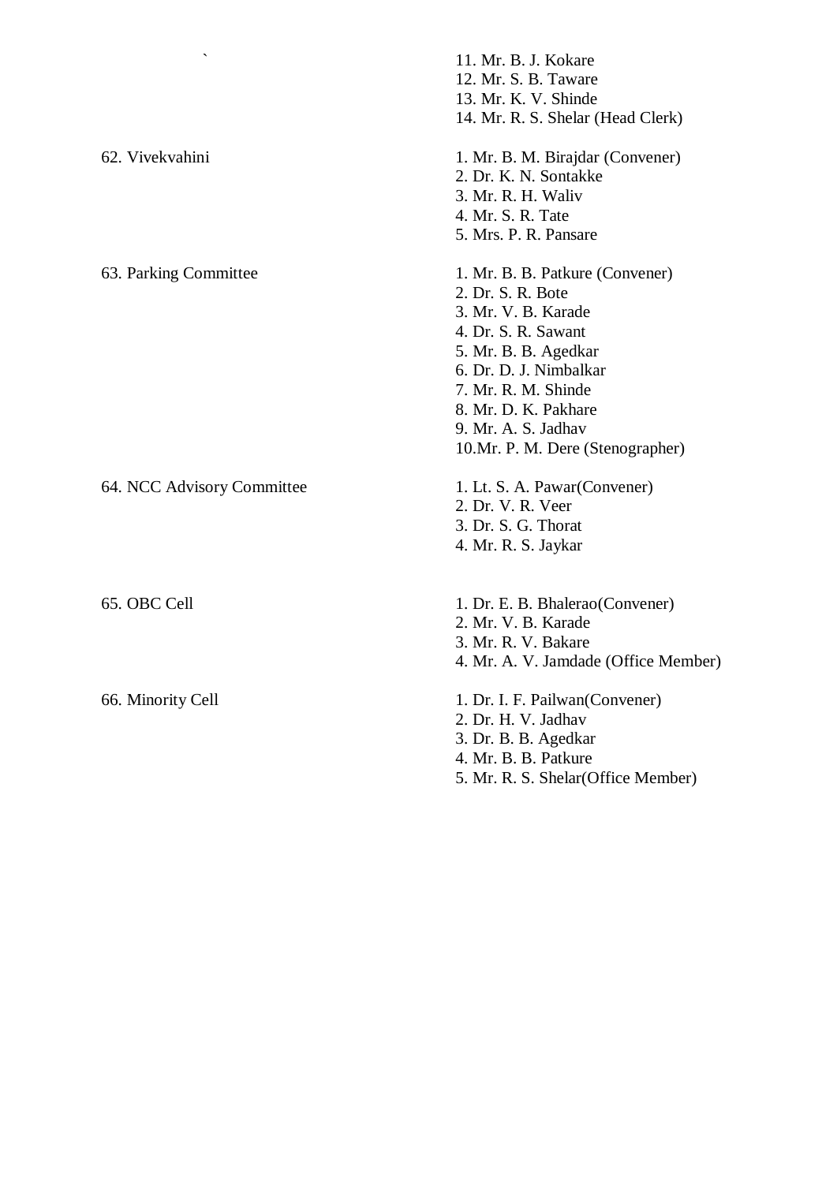| | |
|---|---|
| ` | 11. Mr. B. J. Kokare<br>12. Mr. S. B. Taware<br>13. Mr. K. V. Shinde<br>14. Mr. R. S. Shelar (Head Clerk) |
| 62. Vivekvahini | 1. Mr. B. M. Birajdar (Convener)<br>2. Dr. K. N. Sontakke<br>3. Mr. R. H. Waliv<br>4. Mr. S. R. Tate<br>5. Mrs. P. R. Pansare |
| 63. Parking Committee | 1. Mr. B. B. Patkure (Convener)<br>2. Dr. S. R. Bote<br>3. Mr. V. B. Karade<br>4. Dr. S. R. Sawant<br>5. Mr. B. B. Agedkar<br>6. Dr. D. J. Nimbalkar<br>7. Mr. R. M. Shinde<br>8. Mr. D. K. Pakhare<br>9. Mr. A. S. Jadhav<br>10.Mr. P. M. Dere (Stenographer) |
| 64. NCC Advisory Committee | 1. Lt. S. A. Pawar(Convener)<br>2. Dr. V. R. Veer<br>3. Dr. S. G. Thorat<br>4. Mr. R. S. Jaykar |
| 65. OBC Cell | 1. Dr. E. B. Bhalerao(Convener)<br>2. Mr. V. B. Karade<br>3. Mr. R. V. Bakare<br>4. Mr. A. V. Jamdade (Office Member) |
| 66. Minority Cell | 1. Dr. I. F. Pailwan(Convener)<br>2. Dr. H. V. Jadhav<br>3. Dr. B. B. Agedkar<br>4. Mr. B. B. Patkure<br>5. Mr. R. S. Shelar(Office Member) |